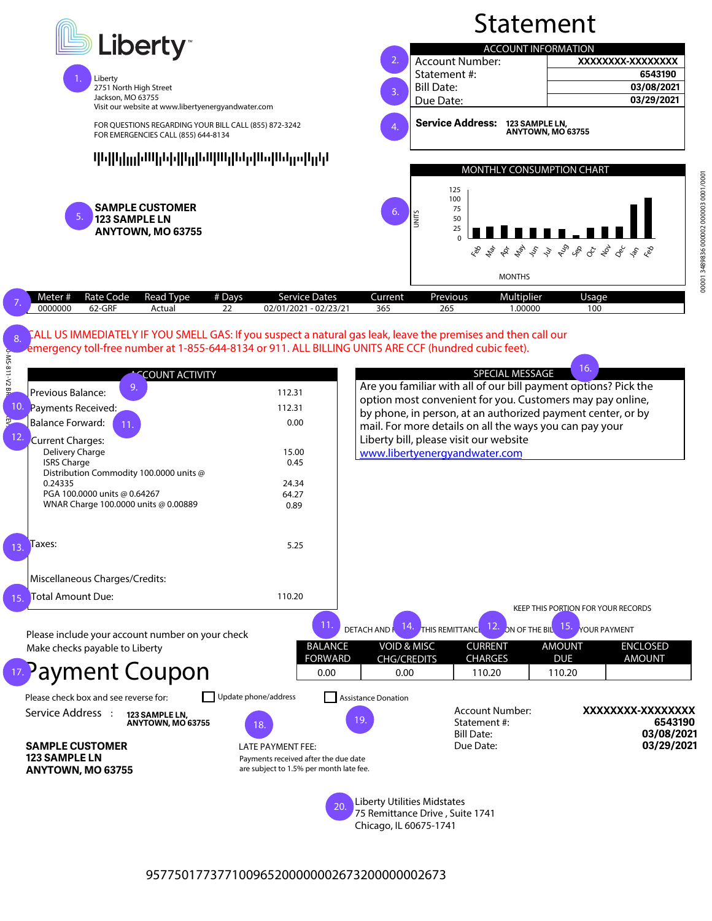# Statement

Liberty

1. Liberty
2751 North High Street
Jackson, MO 63755
Visit our website at www.libertyenergyandwater.com

FOR QUESTIONS REGARDING YOUR BILL CALL (855) 872-3242
FOR EMERGENCIES CALL (855) 644-8134

5. **SAMPLE CUSTOMER**
**123 SAMPLE LN**
**ANYTOWN, MO 63755**

| ACCOUNT INFORMATION | |
|---|---|
| 2. Account Number: | XXXXXXXX-XXXXXXXX |
| Statement #: | 6543190 |
| 3. Bill Date: | 03/08/2021 |
| Due Date: | 03/29/2021 |

4. **Service Address:** **123 SAMPLE LN, ANYTOWN, MO 63755**

## MONTHLY CONSUMPTION CHART

6.

UNITS

125
100
75
50
25
0

Feb Mar Apr May Jun Jul Aug Sep Oct Nov Dec Jan Feb

MONTHS

7.

| Meter # | Rate Code | Read Type | # Days | Service Dates | Current | Previous | Multiplier | Usage |
|---|---|---|---|---|---|---|---|---|
| 0000000 | 62-GRF | Actual | 22 | 02/01/2021 - 02/23/21 | 365 | 265 | 1.00000 | 100 |

8. CALL US IMMEDIATELY IF YOU SMELL GAS: If you suspect a natural gas leak, leave the premises and then call our emergency toll-free number at 1-855-644-8134 or 911. ALL BILLING UNITS ARE CCF (hundred cubic feet).

## ACCOUNT ACTIVITY

| | |
|---|---|
| 9. Previous Balance: | 112.31 |
| 10. Payments Received: | 112.31 |
| 11. Balance Forward: | 0.00 |
| 12. Current Charges: | |
| Delivery Charge | 15.00 |
| ISRS Charge | 0.45 |
| Distribution Commodity 100.0000 units @ 0.24335 | 24.34 |
| PGA 100.0000 units @ 0.64267 | 64.27 |
| WNAR Charge 100.0000 units @ 0.00889 | 0.89 |
| 13. Taxes: | 5.25 |
| Miscellaneous Charges/Credits: | |
| 15. Total Amount Due: | 110.20 |

## SPECIAL MESSAGE

16. Are you familiar with all of our bill payment options? Pick the option most convenient for you. Customers may pay online, by phone, in person, at an authorized payment center, or by mail. For more details on all the ways you can pay your Liberty bill, please visit our website www.libertyenergyandwater.com

KEEP THIS PORTION FOR YOUR RECORDS

DETACH AND RETURN THIS REMITTANCE PORTION OF THE BILL WITH YOUR PAYMENT

Please include your account number on your check
Make checks payable to Liberty

# 17. Payment Coupon

| 11. BALANCE FORWARD | 14. VOID & MISC CHG/CREDITS | 12. CURRENT CHARGES | 15. AMOUNT DUE | ENCLOSED AMOUNT |
|---|---|---|---|---|
| 0.00 | 0.00 | 110.20 | 110.20 | |

Please check box and see reverse for: ☐ Update phone/address ☐ Assistance Donation

Service Address : **123 SAMPLE LN, ANYTOWN, MO 63755**

| | |
|---|---|
| Account Number: | XXXXXXXX-XXXXXXXX |
| Statement #: | 6543190 |
| Bill Date: | 03/08/2021 |
| Due Date: | 03/29/2021 |

18. LATE PAYMENT FEE:
Payments received after the due date are subject to 1.5% per month late fee.

19.

**SAMPLE CUSTOMER**
**123 SAMPLE LN**
**ANYTOWN, MO 63755**

20. Liberty Utilities Midstates
75 Remittance Drive , Suite 1741
Chicago, IL 60675-1741

957750177377100965200000002673200000002673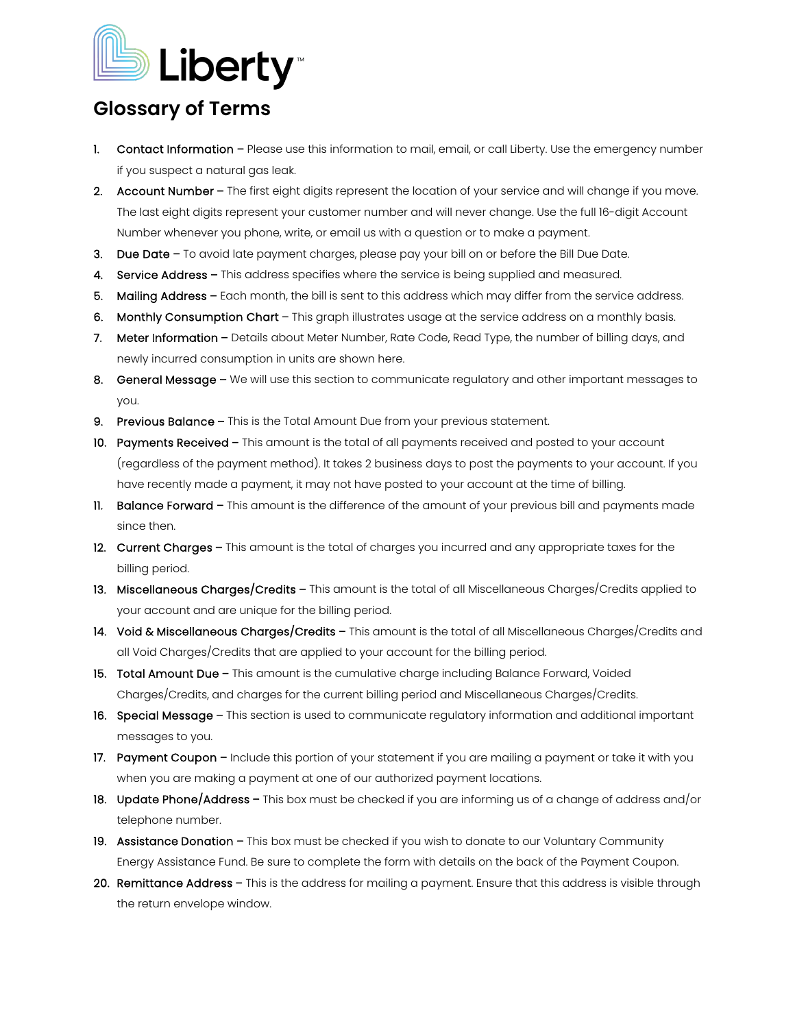Liberty™

# Glossary of Terms

1. **Contact Information** – Please use this information to mail, email, or call Liberty. Use the emergency number if you suspect a natural gas leak.
2. **Account Number** – The first eight digits represent the location of your service and will change if you move. The last eight digits represent your customer number and will never change. Use the full 16-digit Account Number whenever you phone, write, or email us with a question or to make a payment.
3. **Due Date** – To avoid late payment charges, please pay your bill on or before the Bill Due Date.
4. **Service Address** – This address specifies where the service is being supplied and measured.
5. **Mailing Address** – Each month, the bill is sent to this address which may differ from the service address.
6. **Monthly Consumption Chart** – This graph illustrates usage at the service address on a monthly basis.
7. **Meter Information** – Details about Meter Number, Rate Code, Read Type, the number of billing days, and newly incurred consumption in units are shown here.
8. **General Message** – We will use this section to communicate regulatory and other important messages to you.
9. **Previous Balance** – This is the Total Amount Due from your previous statement.
10. **Payments Received** – This amount is the total of all payments received and posted to your account (regardless of the payment method). It takes 2 business days to post the payments to your account. If you have recently made a payment, it may not have posted to your account at the time of billing.
11. **Balance Forward** – This amount is the difference of the amount of your previous bill and payments made since then.
12. **Current Charges** – This amount is the total of charges you incurred and any appropriate taxes for the billing period.
13. **Miscellaneous Charges/Credits** – This amount is the total of all Miscellaneous Charges/Credits applied to your account and are unique for the billing period.
14. **Void & Miscellaneous Charges/Credits** – This amount is the total of all Miscellaneous Charges/Credits and all Void Charges/Credits that are applied to your account for the billing period.
15. **Total Amount Due** – This amount is the cumulative charge including Balance Forward, Voided Charges/Credits, and charges for the current billing period and Miscellaneous Charges/Credits.
16. **Special Message** – This section is used to communicate regulatory information and additional important messages to you.
17. **Payment Coupon** – Include this portion of your statement if you are mailing a payment or take it with you when you are making a payment at one of our authorized payment locations.
18. **Update Phone/Address** – This box must be checked if you are informing us of a change of address and/or telephone number.
19. **Assistance Donation** – This box must be checked if you wish to donate to our Voluntary Community Energy Assistance Fund. Be sure to complete the form with details on the back of the Payment Coupon.
20. **Remittance Address** – This is the address for mailing a payment. Ensure that this address is visible through the return envelope window.